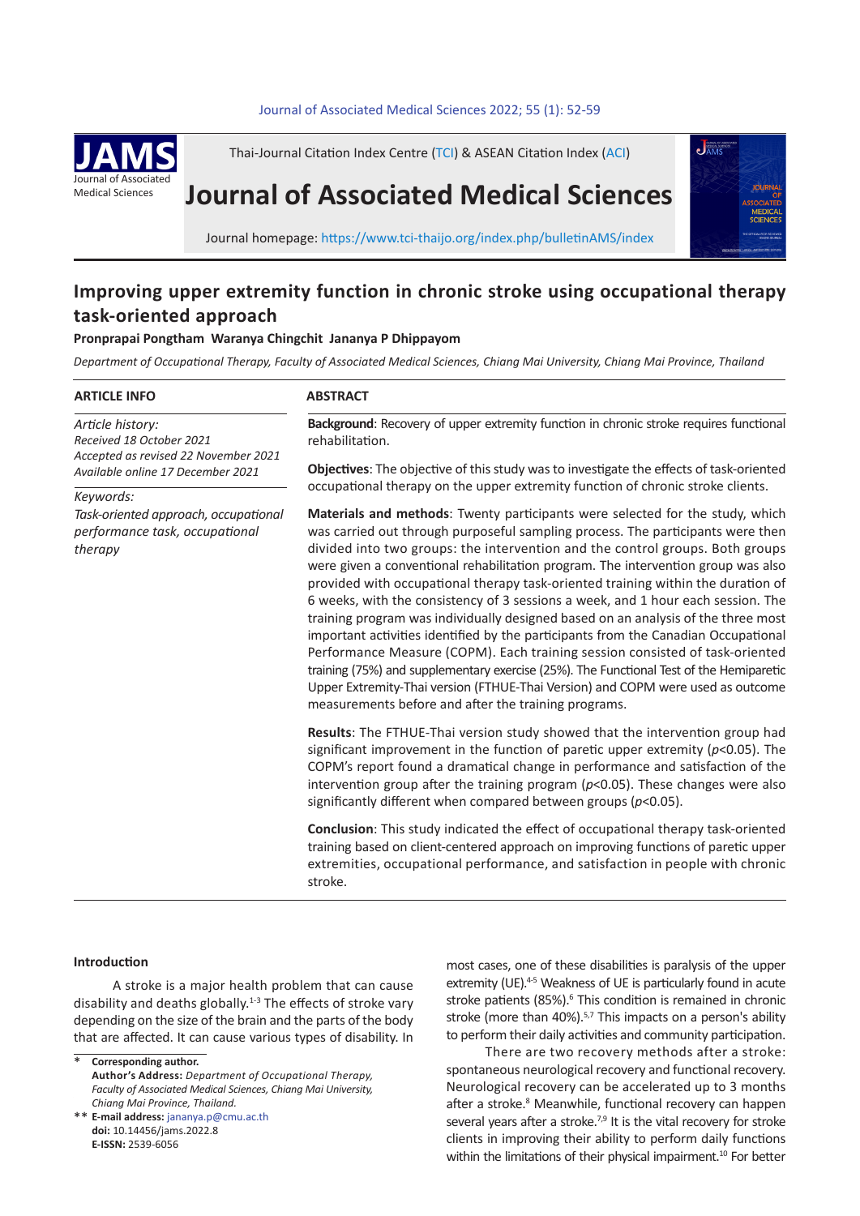Thai-Journal Citation Index Centre (TCI) & ASEAN Citation Index (ACI)

# Journal of Associated Medical Sciences

Journal homepage: https://www.tci-thaijo.org/index.php/bulletinAMS/index

## Improving upper extremity function in chronic stroke using occupational therapy task-oriented approach

**Pronprapai Pongtham Waranya Chingchit Jananya P Dhippayom**

*Department of Occupational Therapy, Faculty of Associated Medical Sciences, Chiang Mai University, Chiang Mai Province, Thailand*

### ARTICLE INFO

*Article history:*
*Received 18 October 2021*
*Accepted as revised 22 November 2021*
*Available online 17 December 2021*

*Keywords:*
*Task-oriented approach, occupational performance task, occupational therapy*

### ABSTRACT

**Background**: Recovery of upper extremity function in chronic stroke requires functional rehabilitation.

**Objectives**: The objective of this study was to investigate the effects of task-oriented occupational therapy on the upper extremity function of chronic stroke clients.

**Materials and methods**: Twenty participants were selected for the study, which was carried out through purposeful sampling process. The participants were then divided into two groups: the intervention and the control groups. Both groups were given a conventional rehabilitation program. The intervention group was also provided with occupational therapy task-oriented training within the duration of 6 weeks, with the consistency of 3 sessions a week, and 1 hour each session. The training program was individually designed based on an analysis of the three most important activities identified by the participants from the Canadian Occupational Performance Measure (COPM). Each training session consisted of task-oriented training (75%) and supplementary exercise (25%). The Functional Test of the Hemiparetic Upper Extremity-Thai version (FTHUE-Thai Version) and COPM were used as outcome measurements before and after the training programs.

**Results**: The FTHUE-Thai version study showed that the intervention group had significant improvement in the function of paretic upper extremity ($p<0.05$). The COPM's report found a dramatical change in performance and satisfaction of the intervention group after the training program ($p<0.05$). These changes were also significantly different when compared between groups ($p<0.05$).

**Conclusion**: This study indicated the effect of occupational therapy task-oriented training based on client-centered approach on improving functions of paretic upper extremities, occupational performance, and satisfaction in people with chronic stroke.

### Introduction

A stroke is a major health problem that can cause disability and deaths globally.[1-3] The effects of stroke vary depending on the size of the brain and the parts of the body that are affected. It can cause various types of disability. In most cases, one of these disabilities is paralysis of the upper extremity (UE).[4-5] Weakness of UE is particularly found in acute stroke patients (85%).[6] This condition is remained in chronic stroke (more than 40%).[5,7] This impacts on a person's ability to perform their daily activities and community participation.

There are two recovery methods after a stroke: spontaneous neurological recovery and functional recovery. Neurological recovery can be accelerated up to 3 months after a stroke.[8] Meanwhile, functional recovery can happen several years after a stroke.[7,9] It is the vital recovery for stroke clients in improving their ability to perform daily functions within the limitations of their physical impairment.[10] For better

---

\* **Corresponding author.**
**Author's Address:** *Department of Occupational Therapy, Faculty of Associated Medical Sciences, Chiang Mai University, Chiang Mai Province, Thailand.*
\*\* **E-mail address:** jananya.p@cmu.ac.th
**doi:** 10.14456/jams.2022.8
**E-ISSN:** 2539-6056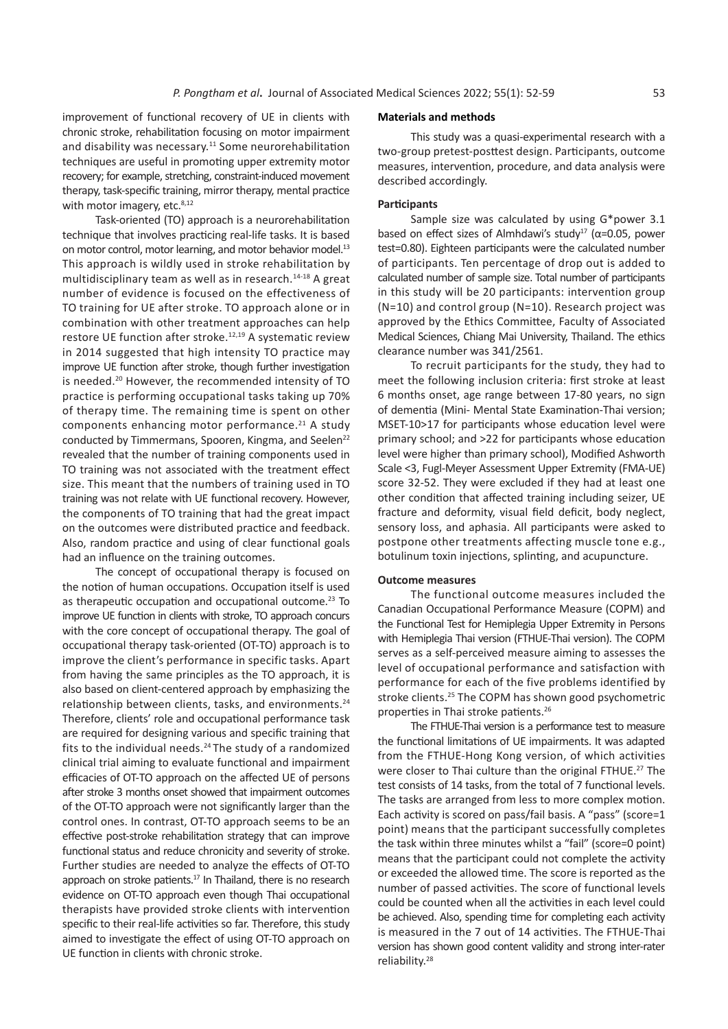improvement of functional recovery of UE in clients with chronic stroke, rehabilitation focusing on motor impairment and disability was necessary.[11] Some neurorehabilitation techniques are useful in promoting upper extremity motor recovery; for example, stretching, constraint-induced movement therapy, task-specific training, mirror therapy, mental practice with motor imagery, etc.[8,12]

Task-oriented (TO) approach is a neurorehabilitation technique that involves practicing real-life tasks. It is based on motor control, motor learning, and motor behavior model.[13] This approach is wildly used in stroke rehabilitation by multidisciplinary team as well as in research.[14-18] A great number of evidence is focused on the effectiveness of TO training for UE after stroke. TO approach alone or in combination with other treatment approaches can help restore UE function after stroke.[12,19] A systematic review in 2014 suggested that high intensity TO practice may improve UE function after stroke, though further investigation is needed.[20] However, the recommended intensity of TO practice is performing occupational tasks taking up 70% of therapy time. The remaining time is spent on other components enhancing motor performance.[21] A study conducted by Timmermans, Spooren, Kingma, and Seelen[22] revealed that the number of training components used in TO training was not associated with the treatment effect size. This meant that the numbers of training used in TO training was not relate with UE functional recovery. However, the components of TO training that had the great impact on the outcomes were distributed practice and feedback. Also, random practice and using of clear functional goals had an influence on the training outcomes.

The concept of occupational therapy is focused on the notion of human occupations. Occupation itself is used as therapeutic occupation and occupational outcome.[23] To improve UE function in clients with stroke, TO approach concurs with the core concept of occupational therapy. The goal of occupational therapy task-oriented (OT-TO) approach is to improve the client's performance in specific tasks. Apart from having the same principles as the TO approach, it is also based on client-centered approach by emphasizing the relationship between clients, tasks, and environments.[24] Therefore, clients' role and occupational performance task are required for designing various and specific training that fits to the individual needs.[24] The study of a randomized clinical trial aiming to evaluate functional and impairment efficacies of OT-TO approach on the affected UE of persons after stroke 3 months onset showed that impairment outcomes of the OT-TO approach were not significantly larger than the control ones. In contrast, OT-TO approach seems to be an effective post-stroke rehabilitation strategy that can improve functional status and reduce chronicity and severity of stroke. Further studies are needed to analyze the effects of OT-TO approach on stroke patients.[17] In Thailand, there is no research evidence on OT-TO approach even though Thai occupational therapists have provided stroke clients with intervention specific to their real-life activities so far. Therefore, this study aimed to investigate the effect of using OT-TO approach on UE function in clients with chronic stroke.

## Materials and methods

This study was a quasi-experimental research with a two-group pretest-posttest design. Participants, outcome measures, intervention, procedure, and data analysis were described accordingly.

### Participants

Sample size was calculated by using G*power 3.1 based on effect sizes of Almhdawi's study[17] ($\alpha$=0.05, power test=0.80). Eighteen participants were the calculated number of participants. Ten percentage of drop out is added to calculated number of sample size. Total number of participants in this study will be 20 participants: intervention group (N=10) and control group (N=10). Research project was approved by the Ethics Committee, Faculty of Associated Medical Sciences, Chiang Mai University, Thailand. The ethics clearance number was 341/2561.

To recruit participants for the study, they had to meet the following inclusion criteria: first stroke at least 6 months onset, age range between 17-80 years, no sign of dementia (Mini- Mental State Examination-Thai version; MSET-10>17 for participants whose education level were primary school; and >22 for participants whose education level were higher than primary school), Modified Ashworth Scale <3, Fugl-Meyer Assessment Upper Extremity (FMA-UE) score 32-52. They were excluded if they had at least one other condition that affected training including seizer, UE fracture and deformity, visual field deficit, body neglect, sensory loss, and aphasia. All participants were asked to postpone other treatments affecting muscle tone e.g., botulinum toxin injections, splinting, and acupuncture.

### Outcome measures

The functional outcome measures included the Canadian Occupational Performance Measure (COPM) and the Functional Test for Hemiplegia Upper Extremity in Persons with Hemiplegia Thai version (FTHUE-Thai version). The COPM serves as a self-perceived measure aiming to assesses the level of occupational performance and satisfaction with performance for each of the five problems identified by stroke clients.[25] The COPM has shown good psychometric properties in Thai stroke patients.[26]

The FTHUE-Thai version is a performance test to measure the functional limitations of UE impairments. It was adapted from the FTHUE-Hong Kong version, of which activities were closer to Thai culture than the original FTHUE.[27] The test consists of 14 tasks, from the total of 7 functional levels. The tasks are arranged from less to more complex motion. Each activity is scored on pass/fail basis. A "pass" (score=1 point) means that the participant successfully completes the task within three minutes whilst a "fail" (score=0 point) means that the participant could not complete the activity or exceeded the allowed time. The score is reported as the number of passed activities. The score of functional levels could be counted when all the activities in each level could be achieved. Also, spending time for completing each activity is measured in the 7 out of 14 activities. The FTHUE-Thai version has shown good content validity and strong inter-rater reliability.[28]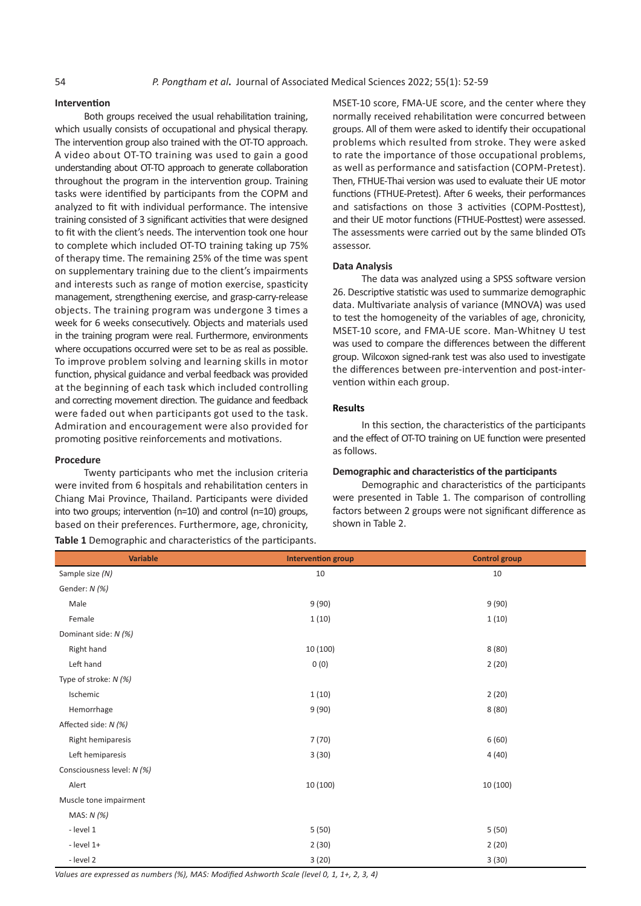### Intervention

Both groups received the usual rehabilitation training, which usually consists of occupational and physical therapy. The intervention group also trained with the OT-TO approach. A video about OT-TO training was used to gain a good understanding about OT-TO approach to generate collaboration throughout the program in the intervention group. Training tasks were identified by participants from the COPM and analyzed to fit with individual performance. The intensive training consisted of 3 significant activities that were designed to fit with the client's needs. The intervention took one hour to complete which included OT-TO training taking up 75% of therapy time. The remaining 25% of the time was spent on supplementary training due to the client's impairments and interests such as range of motion exercise, spasticity management, strengthening exercise, and grasp-carry-release objects. The training program was undergone 3 times a week for 6 weeks consecutively. Objects and materials used in the training program were real. Furthermore, environments where occupations occurred were set to be as real as possible. To improve problem solving and learning skills in motor function, physical guidance and verbal feedback was provided at the beginning of each task which included controlling and correcting movement direction. The guidance and feedback were faded out when participants got used to the task. Admiration and encouragement were also provided for promoting positive reinforcements and motivations.

### Procedure

Twenty participants who met the inclusion criteria were invited from 6 hospitals and rehabilitation centers in Chiang Mai Province, Thailand. Participants were divided into two groups; intervention (n=10) and control (n=10) groups, based on their preferences. Furthermore, age, chronicity, MSET-10 score, FMA-UE score, and the center where they normally received rehabilitation were concurred between groups. All of them were asked to identify their occupational problems which resulted from stroke. They were asked to rate the importance of those occupational problems, as well as performance and satisfaction (COPM-Pretest). Then, FTHUE-Thai version was used to evaluate their UE motor functions (FTHUE-Pretest). After 6 weeks, their performances and satisfactions on those 3 activities (COPM-Posttest), and their UE motor functions (FTHUE-Posttest) were assessed. The assessments were carried out by the same blinded OTs assessor.

### Data Analysis

The data was analyzed using a SPSS software version 26. Descriptive statistic was used to summarize demographic data. Multivariate analysis of variance (MNOVA) was used to test the homogeneity of the variables of age, chronicity, MSET-10 score, and FMA-UE score. Man-Whitney U test was used to compare the differences between the different group. Wilcoxon signed-rank test was also used to investigate the differences between pre-intervention and post-intervention within each group.

## Results

In this section, the characteristics of the participants and the effect of OT-TO training on UE function were presented as follows.

### Demographic and characteristics of the participants

Demographic and characteristics of the participants were presented in Table 1. The comparison of controlling factors between 2 groups were not significant difference as shown in Table 2.

**Table 1** Demographic and characteristics of the participants.

| Variable | Intervention group | Control group |
|---|---|---|
| Sample size *(N)* | 10 | 10 |
| Gender: *N (%)* | | |
| Male | 9 (90) | 9 (90) |
| Female | 1 (10) | 1 (10) |
| Dominant side: *N (%)* | | |
| Right hand | 10 (100) | 8 (80) |
| Left hand | 0 (0) | 2 (20) |
| Type of stroke: *N (%)* | | |
| Ischemic | 1 (10) | 2 (20) |
| Hemorrhage | 9 (90) | 8 (80) |
| Affected side: *N (%)* | | |
| Right hemiparesis | 7 (70) | 6 (60) |
| Left hemiparesis | 3 (30) | 4 (40) |
| Consciousness level: *N (%)* | | |
| Alert | 10 (100) | 10 (100) |
| Muscle tone impairment | | |
| MAS: *N (%)* | | |
| - level 1 | 5 (50) | 5 (50) |
| - level 1+ | 2 (30) | 2 (20) |
| - level 2 | 3 (20) | 3 (30) |

*Values are expressed as numbers (%), MAS: Modified Ashworth Scale (level 0, 1, 1+, 2, 3, 4)*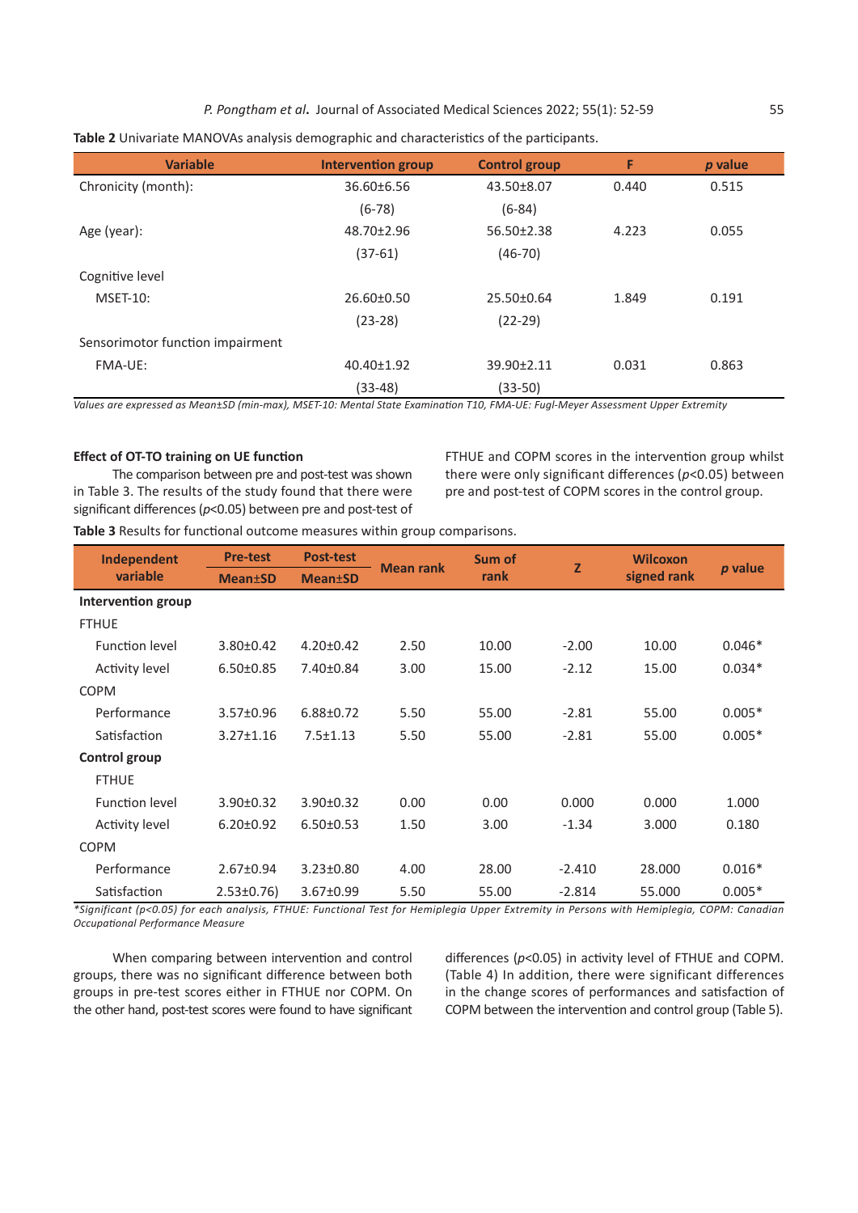**Table 2** Univariate MANOVAs analysis demographic and characteristics of the participants.

| Variable | Intervention group | Control group | F | *p* value |
|---|---|---|---|---|
| Chronicity (month): | 36.60±6.56 | 43.50±8.07 | 0.440 | 0.515 |
| | (6-78) | (6-84) | | |
| Age (year): | 48.70±2.96 | 56.50±2.38 | 4.223 | 0.055 |
| | (37-61) | (46-70) | | |
| Cognitive level | | | | |
| MSET-10: | 26.60±0.50 | 25.50±0.64 | 1.849 | 0.191 |
| | (23-28) | (22-29) | | |
| Sensorimotor function impairment | | | | |
| FMA-UE: | 40.40±1.92 | 39.90±2.11 | 0.031 | 0.863 |
| | (33-48) | (33-50) | | |

*Values are expressed as Mean±SD (min-max), MSET-10: Mental State Examination T10, FMA-UE: Fugl-Meyer Assessment Upper Extremity*

**Effect of OT-TO training on UE function**

The comparison between pre and post-test was shown in Table 3. The results of the study found that there were significant differences ($p$<0.05) between pre and post-test of FTHUE and COPM scores in the intervention group whilst there were only significant differences ($p$<0.05) between pre and post-test of COPM scores in the control group.

**Table 3** Results for functional outcome measures within group comparisons.

| Independent variable | Pre-test | Post-test | Mean rank | Sum of rank | Z | Wilcoxon signed rank | *p* value |
|---|---|---|---|---|---|---|---|
| | Mean±SD | Mean±SD | | | | | |
| **Intervention group** | | | | | | | |
| FTHUE | | | | | | | |
| Function level | 3.80±0.42 | 4.20±0.42 | 2.50 | 10.00 | -2.00 | 10.00 | 0.046* |
| Activity level | 6.50±0.85 | 7.40±0.84 | 3.00 | 15.00 | -2.12 | 15.00 | 0.034* |
| COPM | | | | | | | |
| Performance | 3.57±0.96 | 6.88±0.72 | 5.50 | 55.00 | -2.81 | 55.00 | 0.005* |
| Satisfaction | 3.27±1.16 | 7.5±1.13 | 5.50 | 55.00 | -2.81 | 55.00 | 0.005* |
| **Control group** | | | | | | | |
| FTHUE | | | | | | | |
| Function level | 3.90±0.32 | 3.90±0.32 | 0.00 | 0.00 | 0.000 | 0.000 | 1.000 |
| Activity level | 6.20±0.92 | 6.50±0.53 | 1.50 | 3.00 | -1.34 | 3.000 | 0.180 |
| COPM | | | | | | | |
| Performance | 2.67±0.94 | 3.23±0.80 | 4.00 | 28.00 | -2.410 | 28.000 | 0.016* |
| Satisfaction | 2.53±0.76) | 3.67±0.99 | 5.50 | 55.00 | -2.814 | 55.000 | 0.005* |

*\*Significant (p<0.05) for each analysis, FTHUE: Functional Test for Hemiplegia Upper Extremity in Persons with Hemiplegia, COPM: Canadian Occupational Performance Measure*

When comparing between intervention and control groups, there was no significant difference between both groups in pre-test scores either in FTHUE nor COPM. On the other hand, post-test scores were found to have significant differences ($p$<0.05) in activity level of FTHUE and COPM. (Table 4) In addition, there were significant differences in the change scores of performances and satisfaction of COPM between the intervention and control group (Table 5).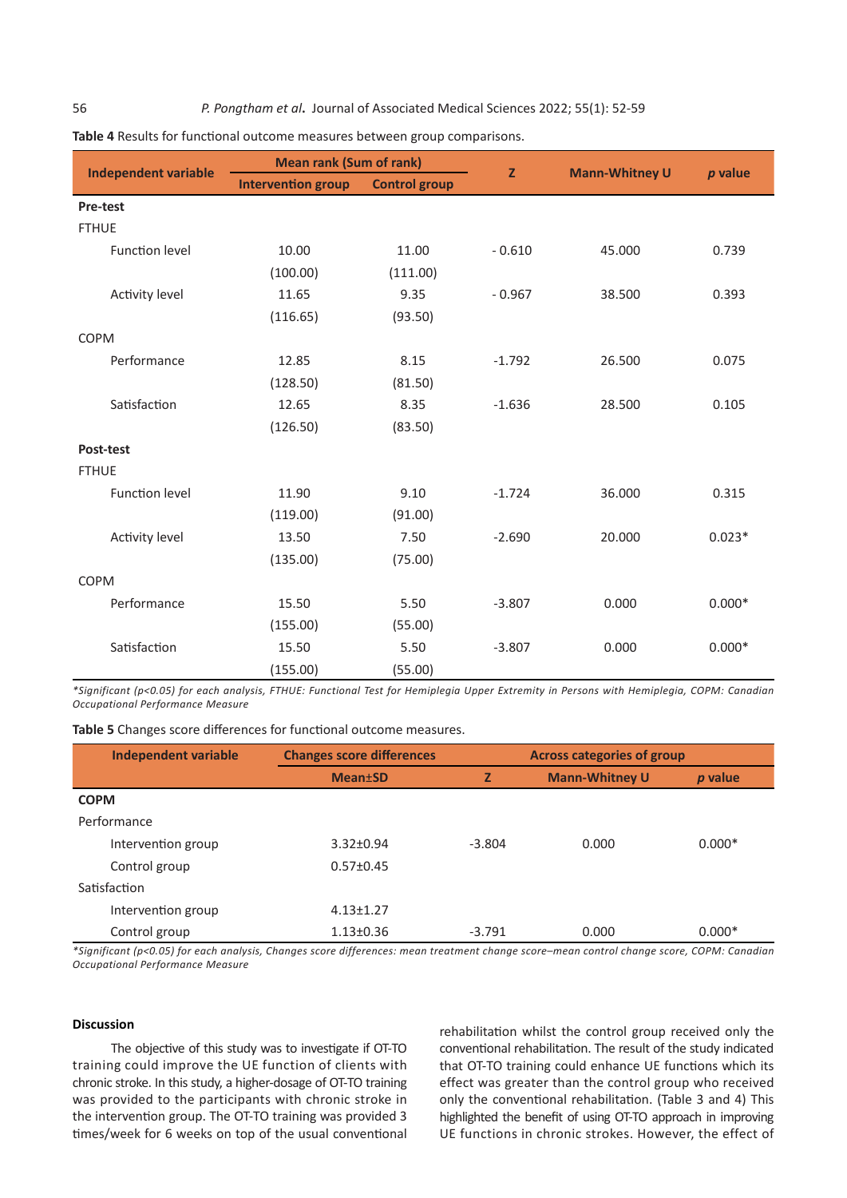**Table 4** Results for functional outcome measures between group comparisons.

| Independent variable | Mean rank (Sum of rank) | | Z | Mann-Whitney U | *p* value |
|---|---|---|---|---|---|
| | Intervention group | Control group | | | |
| **Pre-test** | | | | | |
| FTHUE | | | | | |
| Function level | 10.00 (100.00) | 11.00 (111.00) | - 0.610 | 45.000 | 0.739 |
| Activity level | 11.65 (116.65) | 9.35 (93.50) | - 0.967 | 38.500 | 0.393 |
| COPM | | | | | |
| Performance | 12.85 (128.50) | 8.15 (81.50) | -1.792 | 26.500 | 0.075 |
| Satisfaction | 12.65 (126.50) | 8.35 (83.50) | -1.636 | 28.500 | 0.105 |
| **Post-test** | | | | | |
| FTHUE | | | | | |
| Function level | 11.90 (119.00) | 9.10 (91.00) | -1.724 | 36.000 | 0.315 |
| Activity level | 13.50 (135.00) | 7.50 (75.00) | -2.690 | 20.000 | 0.023* |
| COPM | | | | | |
| Performance | 15.50 (155.00) | 5.50 (55.00) | -3.807 | 0.000 | 0.000* |
| Satisfaction | 15.50 (155.00) | 5.50 (55.00) | -3.807 | 0.000 | 0.000* |

*\*Significant (p<0.05) for each analysis, FTHUE: Functional Test for Hemiplegia Upper Extremity in Persons with Hemiplegia, COPM: Canadian Occupational Performance Measure*

**Table 5** Changes score differences for functional outcome measures.

| Independent variable | Changes score differences | Across categories of group | | |
|---|---|---|---|---|
| | Mean±SD | Z | Mann-Whitney U | *p* value |
| **COPM** | | | | |
| Performance | | | | |
| Intervention group | 3.32±0.94 | -3.804 | 0.000 | 0.000* |
| Control group | 0.57±0.45 | | | |
| Satisfaction | | | | |
| Intervention group | 4.13±1.27 | | | |
| Control group | 1.13±0.36 | -3.791 | 0.000 | 0.000* |

*\*Significant (p<0.05) for each analysis, Changes score differences: mean treatment change score–mean control change score, COPM: Canadian Occupational Performance Measure*

## Discussion

The objective of this study was to investigate if OT-TO training could improve the UE function of clients with chronic stroke. In this study, a higher-dosage of OT-TO training was provided to the participants with chronic stroke in the intervention group. The OT-TO training was provided 3 times/week for 6 weeks on top of the usual conventional rehabilitation whilst the control group received only the conventional rehabilitation. The result of the study indicated that OT-TO training could enhance UE functions which its effect was greater than the control group who received only the conventional rehabilitation. (Table 3 and 4) This highlighted the benefit of using OT-TO approach in improving UE functions in chronic strokes. However, the effect of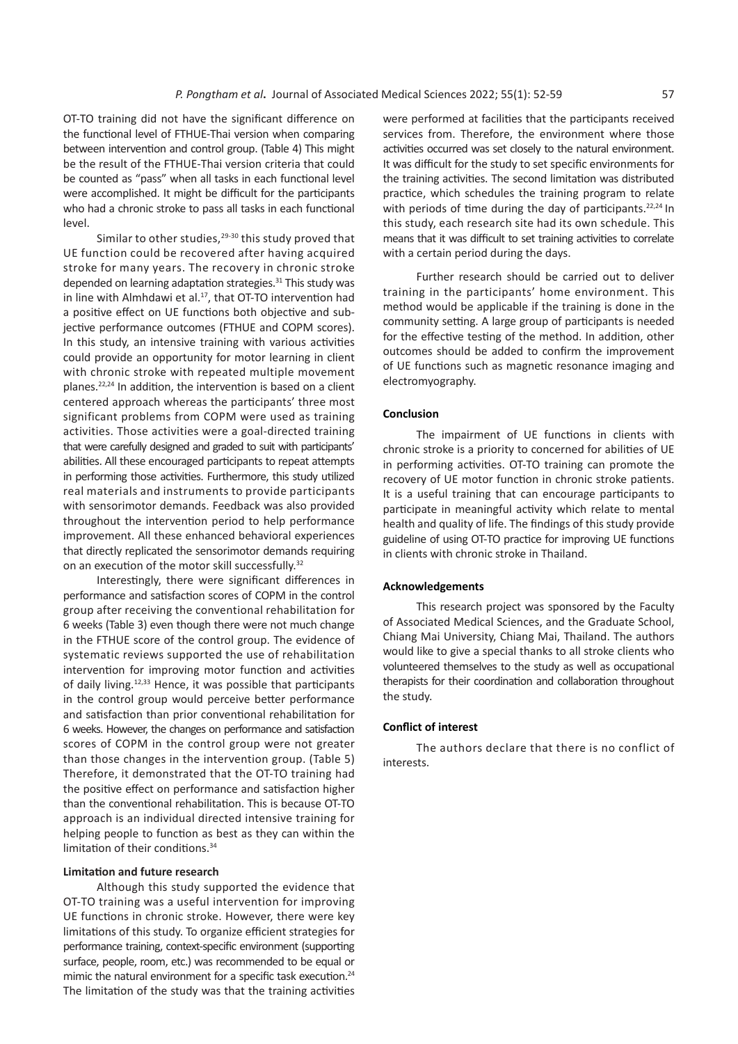OT-TO training did not have the significant difference on the functional level of FTHUE-Thai version when comparing between intervention and control group. (Table 4) This might be the result of the FTHUE-Thai version criteria that could be counted as "pass" when all tasks in each functional level were accomplished. It might be difficult for the participants who had a chronic stroke to pass all tasks in each functional level.

Similar to other studies,[29-30] this study proved that UE function could be recovered after having acquired stroke for many years. The recovery in chronic stroke depended on learning adaptation strategies.[31] This study was in line with Almhdawi et al.[17], that OT-TO intervention had a positive effect on UE functions both objective and subjective performance outcomes (FTHUE and COPM scores). In this study, an intensive training with various activities could provide an opportunity for motor learning in client with chronic stroke with repeated multiple movement planes.[22,24] In addition, the intervention is based on a client centered approach whereas the participants' three most significant problems from COPM were used as training activities. Those activities were a goal-directed training that were carefully designed and graded to suit with participants' abilities. All these encouraged participants to repeat attempts in performing those activities. Furthermore, this study utilized real materials and instruments to provide participants with sensorimotor demands. Feedback was also provided throughout the intervention period to help performance improvement. All these enhanced behavioral experiences that directly replicated the sensorimotor demands requiring on an execution of the motor skill successfully.[32]

Interestingly, there were significant differences in performance and satisfaction scores of COPM in the control group after receiving the conventional rehabilitation for 6 weeks (Table 3) even though there were not much change in the FTHUE score of the control group. The evidence of systematic reviews supported the use of rehabilitation intervention for improving motor function and activities of daily living.[12,33] Hence, it was possible that participants in the control group would perceive better performance and satisfaction than prior conventional rehabilitation for 6 weeks. However, the changes on performance and satisfaction scores of COPM in the control group were not greater than those changes in the intervention group. (Table 5) Therefore, it demonstrated that the OT-TO training had the positive effect on performance and satisfaction higher than the conventional rehabilitation. This is because OT-TO approach is an individual directed intensive training for helping people to function as best as they can within the limitation of their conditions.[34]

### Limitation and future research

Although this study supported the evidence that OT-TO training was a useful intervention for improving UE functions in chronic stroke. However, there were key limitations of this study. To organize efficient strategies for performance training, context-specific environment (supporting surface, people, room, etc.) was recommended to be equal or mimic the natural environment for a specific task execution.[24] The limitation of the study was that the training activities were performed at facilities that the participants received services from. Therefore, the environment where those activities occurred was set closely to the natural environment. It was difficult for the study to set specific environments for the training activities. The second limitation was distributed practice, which schedules the training program to relate with periods of time during the day of participants.[22,24] In this study, each research site had its own schedule. This means that it was difficult to set training activities to correlate with a certain period during the days.

Further research should be carried out to deliver training in the participants' home environment. This method would be applicable if the training is done in the community setting. A large group of participants is needed for the effective testing of the method. In addition, other outcomes should be added to confirm the improvement of UE functions such as magnetic resonance imaging and electromyography.

### Conclusion

The impairment of UE functions in clients with chronic stroke is a priority to concerned for abilities of UE in performing activities. OT-TO training can promote the recovery of UE motor function in chronic stroke patients. It is a useful training that can encourage participants to participate in meaningful activity which relate to mental health and quality of life. The findings of this study provide guideline of using OT-TO practice for improving UE functions in clients with chronic stroke in Thailand.

### Acknowledgements

This research project was sponsored by the Faculty of Associated Medical Sciences, and the Graduate School, Chiang Mai University, Chiang Mai, Thailand. The authors would like to give a special thanks to all stroke clients who volunteered themselves to the study as well as occupational therapists for their coordination and collaboration throughout the study.

### Conflict of interest

The authors declare that there is no conflict of interests.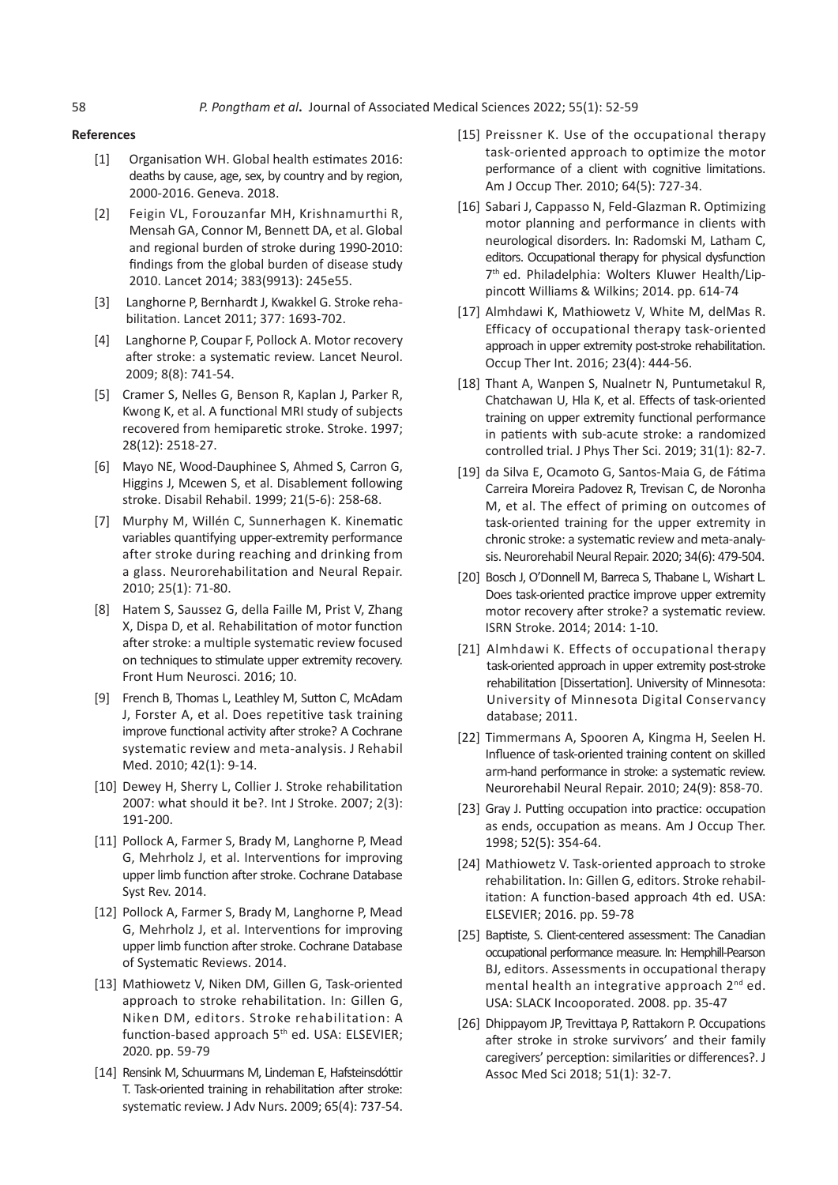## References

[1] Organisation WH. Global health estimates 2016: deaths by cause, age, sex, by country and by region, 2000-2016. Geneva. 2018.

[2] Feigin VL, Forouzanfar MH, Krishnamurthi R, Mensah GA, Connor M, Bennett DA, et al. Global and regional burden of stroke during 1990-2010: findings from the global burden of disease study 2010. Lancet 2014; 383(9913): 245e55.

[3] Langhorne P, Bernhardt J, Kwakkel G. Stroke rehabilitation. Lancet 2011; 377: 1693-702.

[4] Langhorne P, Coupar F, Pollock A. Motor recovery after stroke: a systematic review. Lancet Neurol. 2009; 8(8): 741-54.

[5] Cramer S, Nelles G, Benson R, Kaplan J, Parker R, Kwong K, et al. A functional MRI study of subjects recovered from hemiparetic stroke. Stroke. 1997; 28(12): 2518-27.

[6] Mayo NE, Wood-Dauphinee S, Ahmed S, Carron G, Higgins J, Mcewen S, et al. Disablement following stroke. Disabil Rehabil. 1999; 21(5-6): 258-68.

[7] Murphy M, Willén C, Sunnerhagen K. Kinematic variables quantifying upper-extremity performance after stroke during reaching and drinking from a glass. Neurorehabilitation and Neural Repair. 2010; 25(1): 71-80.

[8] Hatem S, Saussez G, della Faille M, Prist V, Zhang X, Dispa D, et al. Rehabilitation of motor function after stroke: a multiple systematic review focused on techniques to stimulate upper extremity recovery. Front Hum Neurosci. 2016; 10.

[9] French B, Thomas L, Leathley M, Sutton C, McAdam J, Forster A, et al. Does repetitive task training improve functional activity after stroke? A Cochrane systematic review and meta-analysis. J Rehabil Med. 2010; 42(1): 9-14.

[10] Dewey H, Sherry L, Collier J. Stroke rehabilitation 2007: what should it be?. Int J Stroke. 2007; 2(3): 191-200.

[11] Pollock A, Farmer S, Brady M, Langhorne P, Mead G, Mehrholz J, et al. Interventions for improving upper limb function after stroke. Cochrane Database Syst Rev. 2014.

[12] Pollock A, Farmer S, Brady M, Langhorne P, Mead G, Mehrholz J, et al. Interventions for improving upper limb function after stroke. Cochrane Database of Systematic Reviews. 2014.

[13] Mathiowetz V, Niken DM, Gillen G, Task-oriented approach to stroke rehabilitation. In: Gillen G, Niken DM, editors. Stroke rehabilitation: A function-based approach 5th ed. USA: ELSEVIER; 2020. pp. 59-79

[14] Rensink M, Schuurmans M, Lindeman E, Hafsteinsdóttir T. Task-oriented training in rehabilitation after stroke: systematic review. J Adv Nurs. 2009; 65(4): 737-54.

[15] Preissner K. Use of the occupational therapy task-oriented approach to optimize the motor performance of a client with cognitive limitations. Am J Occup Ther. 2010; 64(5): 727-34.

[16] Sabari J, Cappasso N, Feld-Glazman R. Optimizing motor planning and performance in clients with neurological disorders. In: Radomski M, Latham C, editors. Occupational therapy for physical dysfunction 7th ed. Philadelphia: Wolters Kluwer Health/Lippincott Williams & Wilkins; 2014. pp. 614-74

[17] Almhdawi K, Mathiowetz V, White M, delMas R. Efficacy of occupational therapy task-oriented approach in upper extremity post-stroke rehabilitation. Occup Ther Int. 2016; 23(4): 444-56.

[18] Thant A, Wanpen S, Nualnetr N, Puntumetakul R, Chatchawan U, Hla K, et al. Effects of task-oriented training on upper extremity functional performance in patients with sub-acute stroke: a randomized controlled trial. J Phys Ther Sci. 2019; 31(1): 82-7.

[19] da Silva E, Ocamoto G, Santos-Maia G, de Fátima Carreira Moreira Padovez R, Trevisan C, de Noronha M, et al. The effect of priming on outcomes of task-oriented training for the upper extremity in chronic stroke: a systematic review and meta-analysis. Neurorehabil Neural Repair. 2020; 34(6): 479-504.

[20] Bosch J, O'Donnell M, Barreca S, Thabane L, Wishart L. Does task-oriented practice improve upper extremity motor recovery after stroke? a systematic review. ISRN Stroke. 2014; 2014: 1-10.

[21] Almhdawi K. Effects of occupational therapy task-oriented approach in upper extremity post-stroke rehabilitation [Dissertation]. University of Minnesota: University of Minnesota Digital Conservancy database; 2011.

[22] Timmermans A, Spooren A, Kingma H, Seelen H. Influence of task-oriented training content on skilled arm-hand performance in stroke: a systematic review. Neurorehabil Neural Repair. 2010; 24(9): 858-70.

[23] Gray J. Putting occupation into practice: occupation as ends, occupation as means. Am J Occup Ther. 1998; 52(5): 354-64.

[24] Mathiowetz V. Task-oriented approach to stroke rehabilitation. In: Gillen G, editors. Stroke rehabilitation: A function-based approach 4th ed. USA: ELSEVIER; 2016. pp. 59-78

[25] Baptiste, S. Client-centered assessment: The Canadian occupational performance measure. In: Hemphill-Pearson BJ, editors. Assessments in occupational therapy mental health an integrative approach 2nd ed. USA: SLACK Incooporated. 2008. pp. 35-47

[26] Dhippayom JP, Trevittaya P, Rattakorn P. Occupations after stroke in stroke survivors' and their family caregivers' perception: similarities or differences?. J Assoc Med Sci 2018; 51(1): 32-7.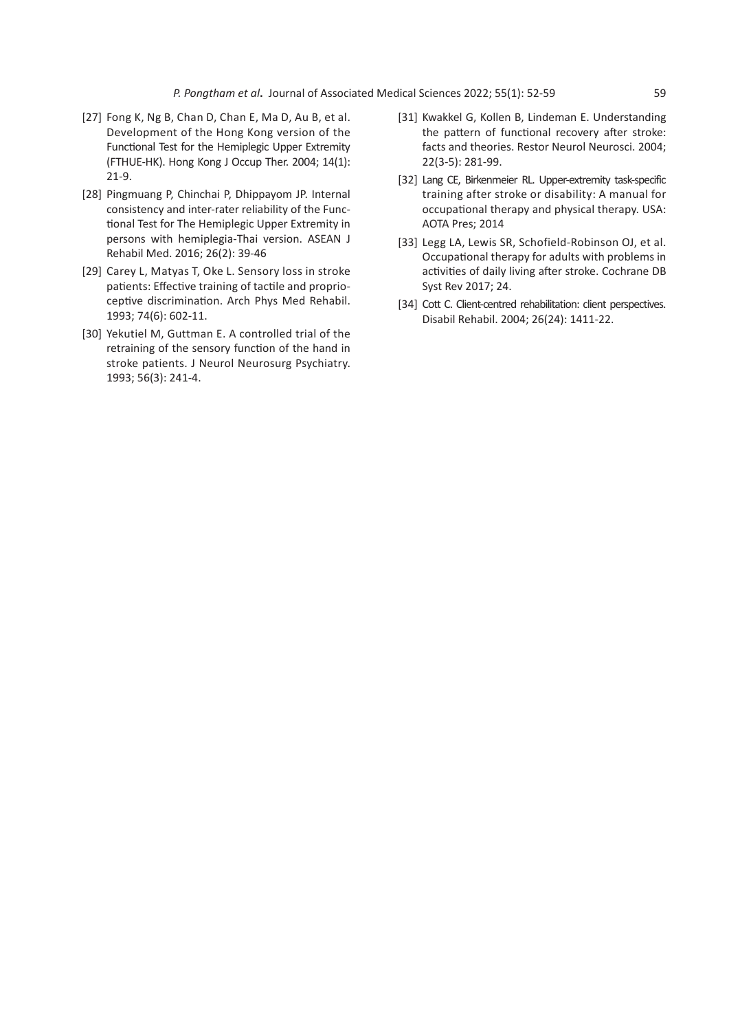[27] Fong K, Ng B, Chan D, Chan E, Ma D, Au B, et al. Development of the Hong Kong version of the Functional Test for the Hemiplegic Upper Extremity (FTHUE-HK). Hong Kong J Occup Ther. 2004; 14(1): 21-9.

[28] Pingmuang P, Chinchai P, Dhippayom JP. Internal consistency and inter-rater reliability of the Functional Test for The Hemiplegic Upper Extremity in persons with hemiplegia-Thai version. ASEAN J Rehabil Med. 2016; 26(2): 39-46

[29] Carey L, Matyas T, Oke L. Sensory loss in stroke patients: Effective training of tactile and proprioceptive discrimination. Arch Phys Med Rehabil. 1993; 74(6): 602-11.

[30] Yekutiel M, Guttman E. A controlled trial of the retraining of the sensory function of the hand in stroke patients. J Neurol Neurosurg Psychiatry. 1993; 56(3): 241-4.

[31] Kwakkel G, Kollen B, Lindeman E. Understanding the pattern of functional recovery after stroke: facts and theories. Restor Neurol Neurosci. 2004; 22(3-5): 281-99.

[32] Lang CE, Birkenmeier RL. Upper-extremity task-specific training after stroke or disability: A manual for occupational therapy and physical therapy. USA: AOTA Pres; 2014

[33] Legg LA, Lewis SR, Schofield-Robinson OJ, et al. Occupational therapy for adults with problems in activities of daily living after stroke. Cochrane DB Syst Rev 2017; 24.

[34] Cott C. Client-centred rehabilitation: client perspectives. Disabil Rehabil. 2004; 26(24): 1411-22.